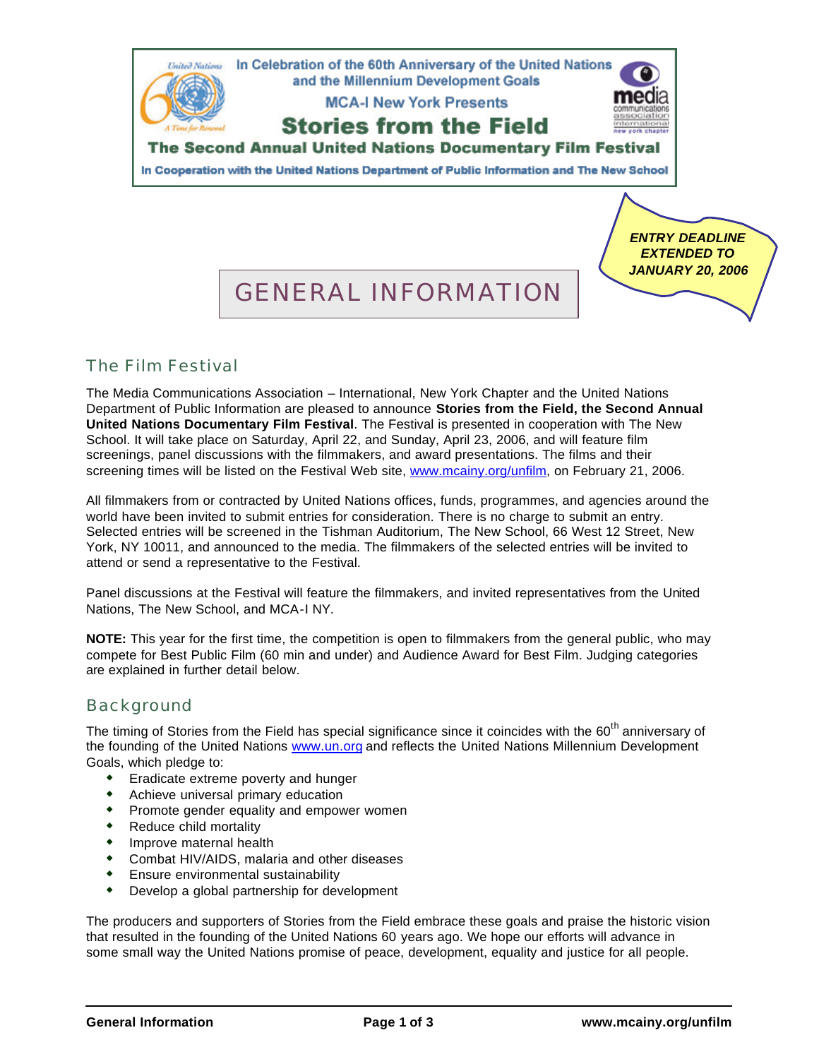In Celebration of the 60th Anniversary of the United Nations and the Millennium Development Goals

MCA-I New York Presents

# Stories from the Field

**The Second Annual United Nations Documentary Film Festival**

In Cooperation with the United Nations Department of Public Information and The New School

***ENTRY DEADLINE EXTENDED TO JANUARY 20, 2006***

# GENERAL INFORMATION

## The Film Festival

The Media Communications Association – International, New York Chapter and the United Nations Department of Public Information are pleased to announce **Stories from the Field, the Second Annual United Nations Documentary Film Festival**. The Festival is presented in cooperation with The New School. It will take place on Saturday, April 22, and Sunday, April 23, 2006, and will feature film screenings, panel discussions with the filmmakers, and award presentations. The films and their screening times will be listed on the Festival Web site, www.mcainy.org/unfilm, on February 21, 2006.

All filmmakers from or contracted by United Nations offices, funds, programmes, and agencies around the world have been invited to submit entries for consideration. There is no charge to submit an entry. Selected entries will be screened in the Tishman Auditorium, The New School, 66 West 12 Street, New York, NY 10011, and announced to the media. The filmmakers of the selected entries will be invited to attend or send a representative to the Festival.

Panel discussions at the Festival will feature the filmmakers, and invited representatives from the United Nations, The New School, and MCA-I NY.

**NOTE:** This year for the first time, the competition is open to filmmakers from the general public, who may compete for Best Public Film (60 min and under) and Audience Award for Best Film. Judging categories are explained in further detail below.

## Background

The timing of Stories from the Field has special significance since it coincides with the 60th anniversary of the founding of the United Nations www.un.org and reflects the United Nations Millennium Development Goals, which pledge to:

- Eradicate extreme poverty and hunger
- Achieve universal primary education
- Promote gender equality and empower women
- Reduce child mortality
- Improve maternal health
- Combat HIV/AIDS, malaria and other diseases
- Ensure environmental sustainability
- Develop a global partnership for development

The producers and supporters of Stories from the Field embrace these goals and praise the historic vision that resulted in the founding of the United Nations 60 years ago. We hope our efforts will advance in some small way the United Nations promise of peace, development, equality and justice for all people.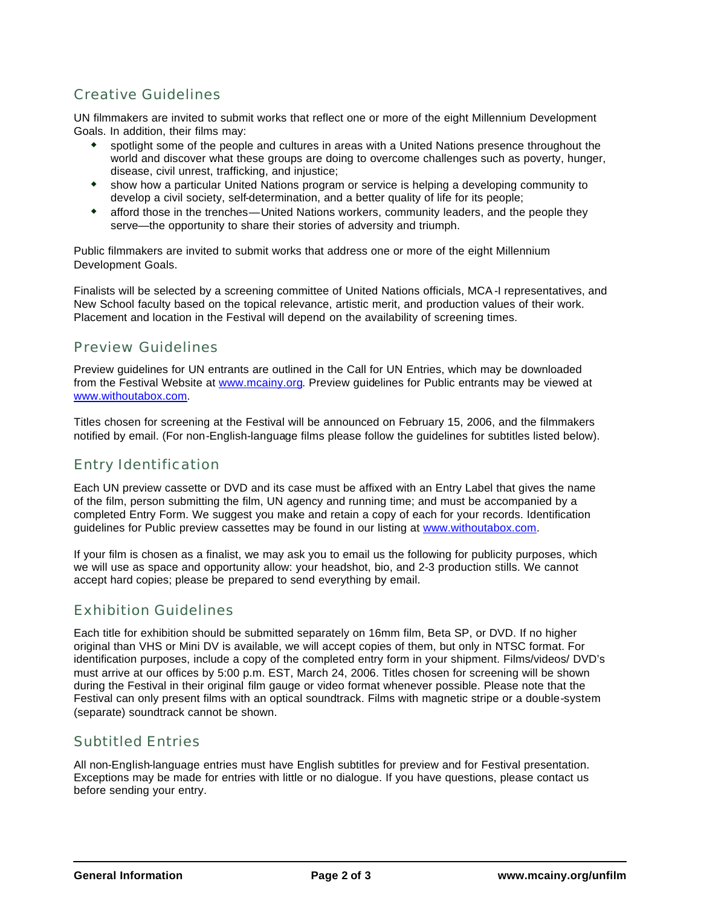## Creative Guidelines

UN filmmakers are invited to submit works that reflect one or more of the eight Millennium Development Goals. In addition, their films may:

- spotlight some of the people and cultures in areas with a United Nations presence throughout the world and discover what these groups are doing to overcome challenges such as poverty, hunger, disease, civil unrest, trafficking, and injustice;
- show how a particular United Nations program or service is helping a developing community to develop a civil society, self-determination, and a better quality of life for its people;
- afford those in the trenches—United Nations workers, community leaders, and the people they serve—the opportunity to share their stories of adversity and triumph.

Public filmmakers are invited to submit works that address one or more of the eight Millennium Development Goals.

Finalists will be selected by a screening committee of United Nations officials, MCA-I representatives, and New School faculty based on the topical relevance, artistic merit, and production values of their work. Placement and location in the Festival will depend on the availability of screening times.

## Preview Guidelines

Preview guidelines for UN entrants are outlined in the Call for UN Entries, which may be downloaded from the Festival Website at www.mcainy.org. Preview guidelines for Public entrants may be viewed at www.withoutabox.com.

Titles chosen for screening at the Festival will be announced on February 15, 2006, and the filmmakers notified by email. (For non-English-language films please follow the guidelines for subtitles listed below).

## Entry Identification

Each UN preview cassette or DVD and its case must be affixed with an Entry Label that gives the name of the film, person submitting the film, UN agency and running time; and must be accompanied by a completed Entry Form. We suggest you make and retain a copy of each for your records. Identification guidelines for Public preview cassettes may be found in our listing at www.withoutabox.com.

If your film is chosen as a finalist, we may ask you to email us the following for publicity purposes, which we will use as space and opportunity allow: your headshot, bio, and 2-3 production stills. We cannot accept hard copies; please be prepared to send everything by email.

## Exhibition Guidelines

Each title for exhibition should be submitted separately on 16mm film, Beta SP, or DVD. If no higher original than VHS or Mini DV is available, we will accept copies of them, but only in NTSC format. For identification purposes, include a copy of the completed entry form in your shipment. Films/videos/ DVD's must arrive at our offices by 5:00 p.m. EST, March 24, 2006. Titles chosen for screening will be shown during the Festival in their original film gauge or video format whenever possible. Please note that the Festival can only present films with an optical soundtrack. Films with magnetic stripe or a double-system (separate) soundtrack cannot be shown.

## Subtitled Entries

All non-English-language entries must have English subtitles for preview and for Festival presentation. Exceptions may be made for entries with little or no dialogue. If you have questions, please contact us before sending your entry.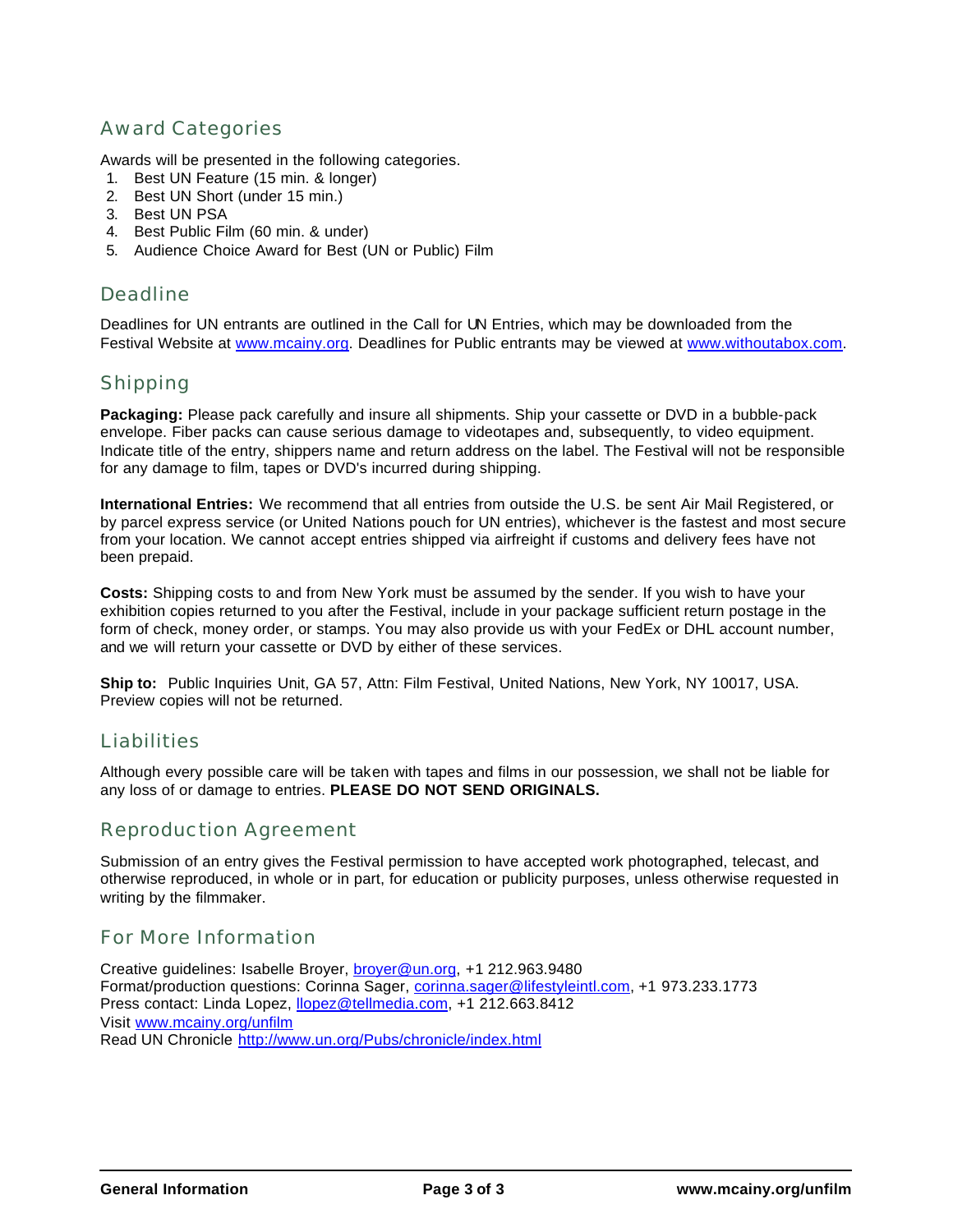## Award Categories

Awards will be presented in the following categories.

1. Best UN Feature (15 min. & longer)
2. Best UN Short (under 15 min.)
3. Best UN PSA
4. Best Public Film (60 min. & under)
5. Audience Choice Award for Best (UN or Public) Film

## Deadline

Deadlines for UN entrants are outlined in the Call for UN Entries, which may be downloaded from the Festival Website at www.mcainy.org. Deadlines for Public entrants may be viewed at www.withoutabox.com.

## Shipping

**Packaging:** Please pack carefully and insure all shipments. Ship your cassette or DVD in a bubble-pack envelope. Fiber packs can cause serious damage to videotapes and, subsequently, to video equipment. Indicate title of the entry, shippers name and return address on the label. The Festival will not be responsible for any damage to film, tapes or DVD's incurred during shipping.

**International Entries:** We recommend that all entries from outside the U.S. be sent Air Mail Registered, or by parcel express service (or United Nations pouch for UN entries), whichever is the fastest and most secure from your location. We cannot accept entries shipped via airfreight if customs and delivery fees have not been prepaid.

**Costs:** Shipping costs to and from New York must be assumed by the sender. If you wish to have your exhibition copies returned to you after the Festival, include in your package sufficient return postage in the form of check, money order, or stamps. You may also provide us with your FedEx or DHL account number, and we will return your cassette or DVD by either of these services.

**Ship to:** Public Inquiries Unit, GA 57, Attn: Film Festival, United Nations, New York, NY 10017, USA. Preview copies will not be returned.

## Liabilities

Although every possible care will be taken with tapes and films in our possession, we shall not be liable for any loss of or damage to entries. **PLEASE DO NOT SEND ORIGINALS.**

## Reproduction Agreement

Submission of an entry gives the Festival permission to have accepted work photographed, telecast, and otherwise reproduced, in whole or in part, for education or publicity purposes, unless otherwise requested in writing by the filmmaker.

## For More Information

Creative guidelines: Isabelle Broyer, broyer@un.org, +1 212.963.9480
Format/production questions: Corinna Sager, corinna.sager@lifestyleintl.com, +1 973.233.1773
Press contact: Linda Lopez, llopez@tellmedia.com, +1 212.663.8412
Visit www.mcainy.org/unfilm
Read UN Chronicle http://www.un.org/Pubs/chronicle/index.html